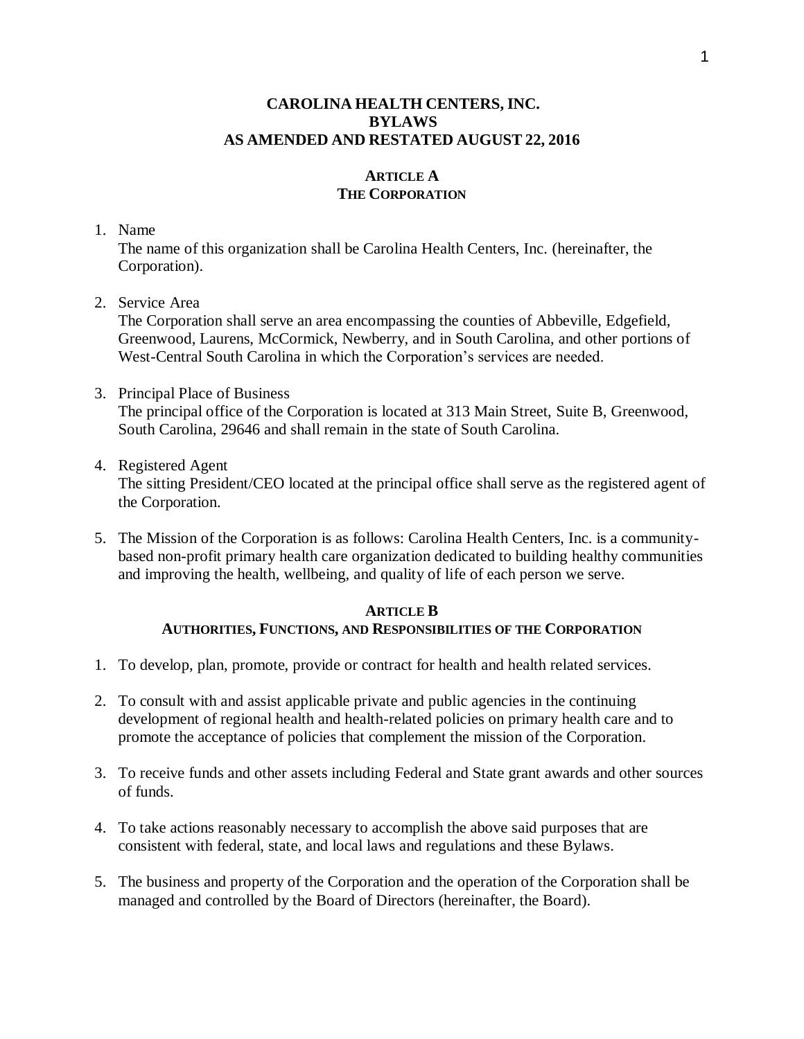# CAROLINA HEALTH CENTERS, INC.
# BYLAWS
# AS AMENDED AND RESTATED AUGUST 22, 2016

## ARTICLE A
## THE CORPORATION

1. Name
   The name of this organization shall be Carolina Health Centers, Inc. (hereinafter, the Corporation).

2. Service Area
   The Corporation shall serve an area encompassing the counties of Abbeville, Edgefield, Greenwood, Laurens, McCormick, Newberry, and in South Carolina, and other portions of West-Central South Carolina in which the Corporation's services are needed.

3. Principal Place of Business
   The principal office of the Corporation is located at 313 Main Street, Suite B, Greenwood, South Carolina, 29646 and shall remain in the state of South Carolina.

4. Registered Agent
   The sitting President/CEO located at the principal office shall serve as the registered agent of the Corporation.

5. The Mission of the Corporation is as follows: Carolina Health Centers, Inc. is a community-based non-profit primary health care organization dedicated to building healthy communities and improving the health, wellbeing, and quality of life of each person we serve.

## ARTICLE B
## AUTHORITIES, FUNCTIONS, AND RESPONSIBILITIES OF THE CORPORATION

1. To develop, plan, promote, provide or contract for health and health related services.

2. To consult with and assist applicable private and public agencies in the continuing development of regional health and health-related policies on primary health care and to promote the acceptance of policies that complement the mission of the Corporation.

3. To receive funds and other assets including Federal and State grant awards and other sources of funds.

4. To take actions reasonably necessary to accomplish the above said purposes that are consistent with federal, state, and local laws and regulations and these Bylaws.

5. The business and property of the Corporation and the operation of the Corporation shall be managed and controlled by the Board of Directors (hereinafter, the Board).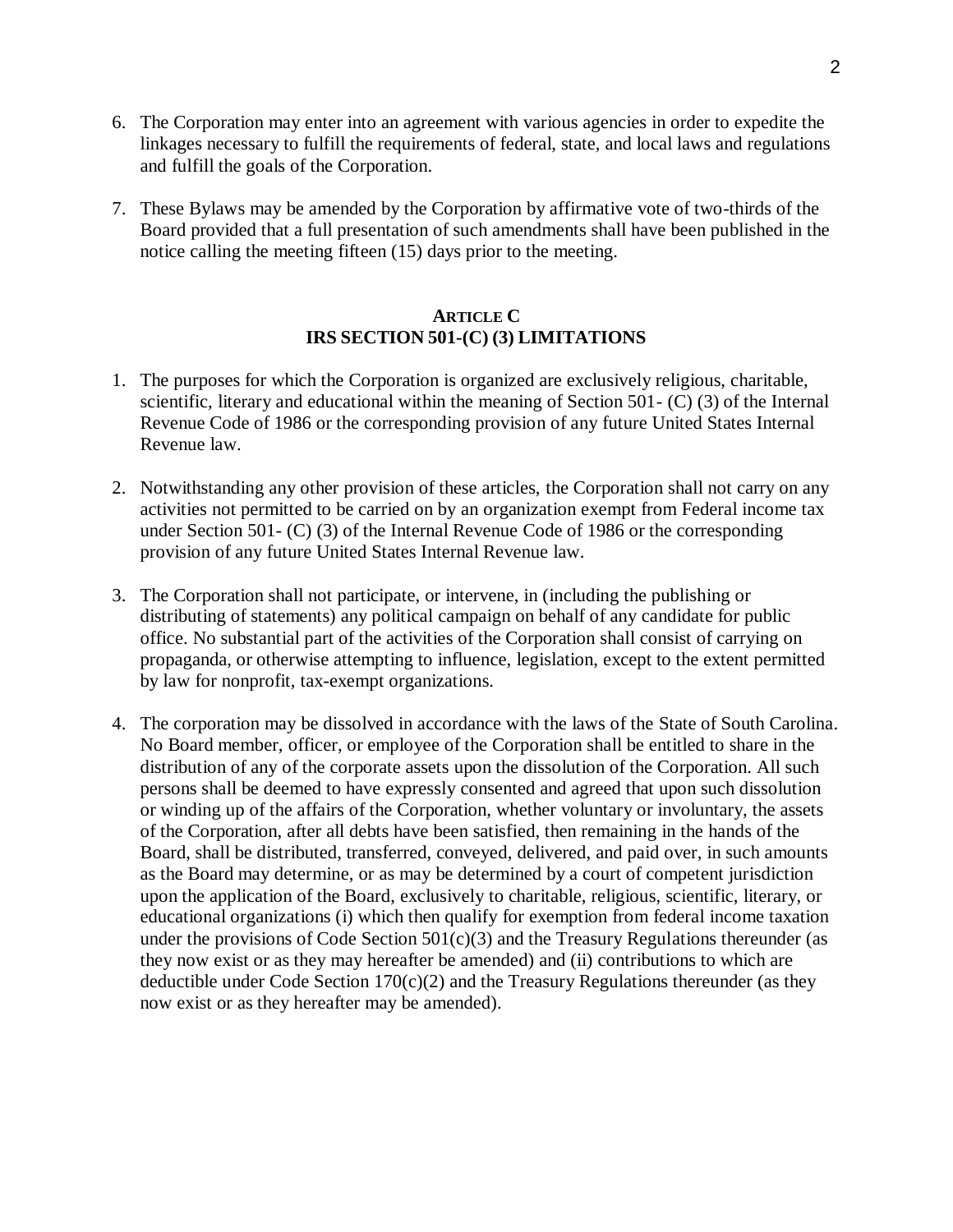6. The Corporation may enter into an agreement with various agencies in order to expedite the linkages necessary to fulfill the requirements of federal, state, and local laws and regulations and fulfill the goals of the Corporation.

7. These Bylaws may be amended by the Corporation by affirmative vote of two-thirds of the Board provided that a full presentation of such amendments shall have been published in the notice calling the meeting fifteen (15) days prior to the meeting.

## ARTICLE C
## IRS SECTION 501-(C) (3) LIMITATIONS

1. The purposes for which the Corporation is organized are exclusively religious, charitable, scientific, literary and educational within the meaning of Section 501- (C) (3) of the Internal Revenue Code of 1986 or the corresponding provision of any future United States Internal Revenue law.

2. Notwithstanding any other provision of these articles, the Corporation shall not carry on any activities not permitted to be carried on by an organization exempt from Federal income tax under Section 501- (C) (3) of the Internal Revenue Code of 1986 or the corresponding provision of any future United States Internal Revenue law.

3. The Corporation shall not participate, or intervene, in (including the publishing or distributing of statements) any political campaign on behalf of any candidate for public office. No substantial part of the activities of the Corporation shall consist of carrying on propaganda, or otherwise attempting to influence, legislation, except to the extent permitted by law for nonprofit, tax-exempt organizations.

4. The corporation may be dissolved in accordance with the laws of the State of South Carolina. No Board member, officer, or employee of the Corporation shall be entitled to share in the distribution of any of the corporate assets upon the dissolution of the Corporation. All such persons shall be deemed to have expressly consented and agreed that upon such dissolution or winding up of the affairs of the Corporation, whether voluntary or involuntary, the assets of the Corporation, after all debts have been satisfied, then remaining in the hands of the Board, shall be distributed, transferred, conveyed, delivered, and paid over, in such amounts as the Board may determine, or as may be determined by a court of competent jurisdiction upon the application of the Board, exclusively to charitable, religious, scientific, literary, or educational organizations (i) which then qualify for exemption from federal income taxation under the provisions of Code Section 501(c)(3) and the Treasury Regulations thereunder (as they now exist or as they may hereafter be amended) and (ii) contributions to which are deductible under Code Section 170(c)(2) and the Treasury Regulations thereunder (as they now exist or as they hereafter may be amended).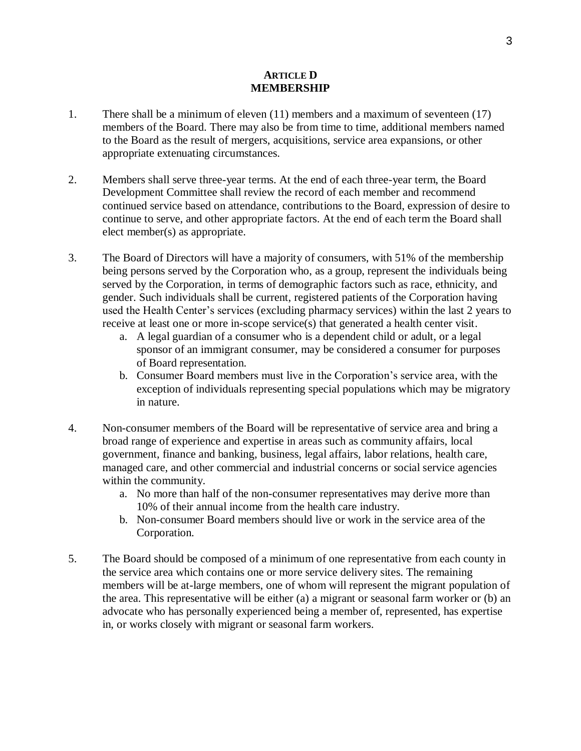## ARTICLE D
## MEMBERSHIP

1. There shall be a minimum of eleven (11) members and a maximum of seventeen (17) members of the Board. There may also be from time to time, additional members named to the Board as the result of mergers, acquisitions, service area expansions, or other appropriate extenuating circumstances.

2. Members shall serve three-year terms. At the end of each three-year term, the Board Development Committee shall review the record of each member and recommend continued service based on attendance, contributions to the Board, expression of desire to continue to serve, and other appropriate factors. At the end of each term the Board shall elect member(s) as appropriate.

3. The Board of Directors will have a majority of consumers, with 51% of the membership being persons served by the Corporation who, as a group, represent the individuals being served by the Corporation, in terms of demographic factors such as race, ethnicity, and gender. Such individuals shall be current, registered patients of the Corporation having used the Health Center's services (excluding pharmacy services) within the last 2 years to receive at least one or more in-scope service(s) that generated a health center visit.
   a. A legal guardian of a consumer who is a dependent child or adult, or a legal sponsor of an immigrant consumer, may be considered a consumer for purposes of Board representation.
   b. Consumer Board members must live in the Corporation's service area, with the exception of individuals representing special populations which may be migratory in nature.

4. Non-consumer members of the Board will be representative of service area and bring a broad range of experience and expertise in areas such as community affairs, local government, finance and banking, business, legal affairs, labor relations, health care, managed care, and other commercial and industrial concerns or social service agencies within the community.
   a. No more than half of the non-consumer representatives may derive more than 10% of their annual income from the health care industry.
   b. Non-consumer Board members should live or work in the service area of the Corporation.

5. The Board should be composed of a minimum of one representative from each county in the service area which contains one or more service delivery sites. The remaining members will be at-large members, one of whom will represent the migrant population of the area. This representative will be either (a) a migrant or seasonal farm worker or (b) an advocate who has personally experienced being a member of, represented, has expertise in, or works closely with migrant or seasonal farm workers.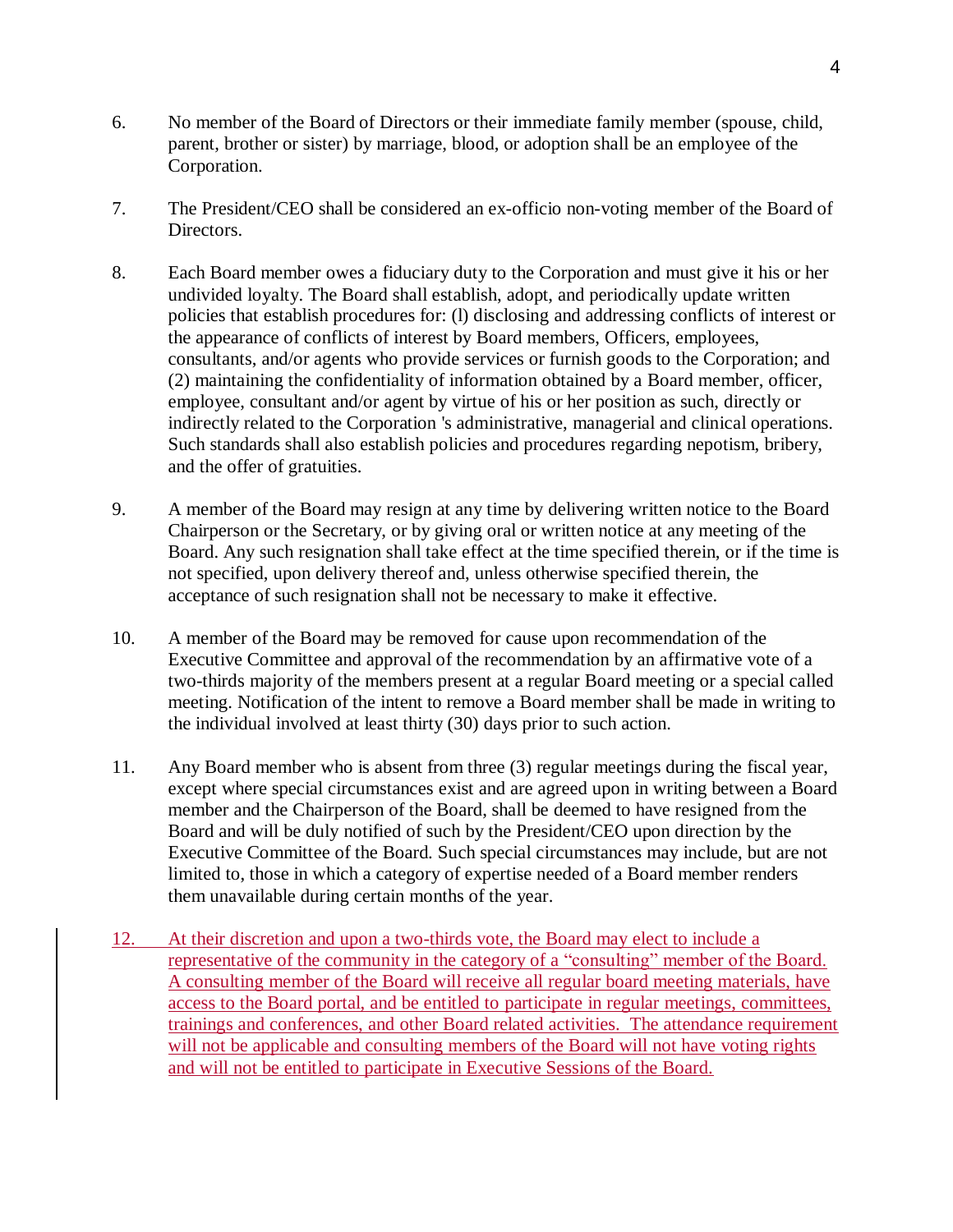6. No member of the Board of Directors or their immediate family member (spouse, child, parent, brother or sister) by marriage, blood, or adoption shall be an employee of the Corporation.

7. The President/CEO shall be considered an ex-officio non-voting member of the Board of Directors.

8. Each Board member owes a fiduciary duty to the Corporation and must give it his or her undivided loyalty. The Board shall establish, adopt, and periodically update written policies that establish procedures for: (l) disclosing and addressing conflicts of interest or the appearance of conflicts of interest by Board members, Officers, employees, consultants, and/or agents who provide services or furnish goods to the Corporation; and (2) maintaining the confidentiality of information obtained by a Board member, officer, employee, consultant and/or agent by virtue of his or her position as such, directly or indirectly related to the Corporation 's administrative, managerial and clinical operations. Such standards shall also establish policies and procedures regarding nepotism, bribery, and the offer of gratuities.

9. A member of the Board may resign at any time by delivering written notice to the Board Chairperson or the Secretary, or by giving oral or written notice at any meeting of the Board. Any such resignation shall take effect at the time specified therein, or if the time is not specified, upon delivery thereof and, unless otherwise specified therein, the acceptance of such resignation shall not be necessary to make it effective.

10. A member of the Board may be removed for cause upon recommendation of the Executive Committee and approval of the recommendation by an affirmative vote of a two-thirds majority of the members present at a regular Board meeting or a special called meeting. Notification of the intent to remove a Board member shall be made in writing to the individual involved at least thirty (30) days prior to such action.

11. Any Board member who is absent from three (3) regular meetings during the fiscal year, except where special circumstances exist and are agreed upon in writing between a Board member and the Chairperson of the Board, shall be deemed to have resigned from the Board and will be duly notified of such by the President/CEO upon direction by the Executive Committee of the Board. Such special circumstances may include, but are not limited to, those in which a category of expertise needed of a Board member renders them unavailable during certain months of the year.

12. At their discretion and upon a two-thirds vote, the Board may elect to include a representative of the community in the category of a "consulting" member of the Board. A consulting member of the Board will receive all regular board meeting materials, have access to the Board portal, and be entitled to participate in regular meetings, committees, trainings and conferences, and other Board related activities. The attendance requirement will not be applicable and consulting members of the Board will not have voting rights and will not be entitled to participate in Executive Sessions of the Board.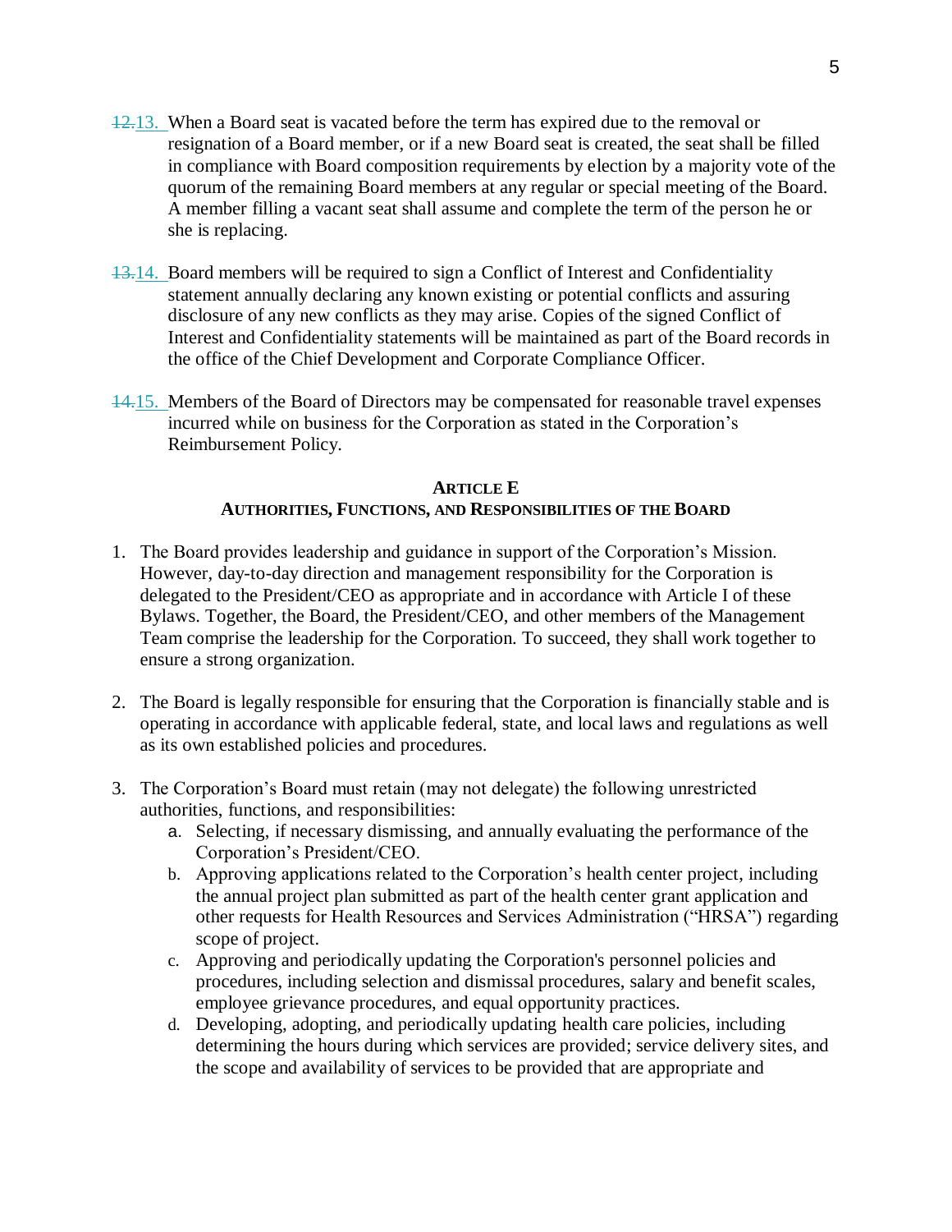~~12.~~13. When a Board seat is vacated before the term has expired due to the removal or resignation of a Board member, or if a new Board seat is created, the seat shall be filled in compliance with Board composition requirements by election by a majority vote of the quorum of the remaining Board members at any regular or special meeting of the Board. A member filling a vacant seat shall assume and complete the term of the person he or she is replacing.

~~13.~~14. Board members will be required to sign a Conflict of Interest and Confidentiality statement annually declaring any known existing or potential conflicts and assuring disclosure of any new conflicts as they may arise. Copies of the signed Conflict of Interest and Confidentiality statements will be maintained as part of the Board records in the office of the Chief Development and Corporate Compliance Officer.

~~14.~~15. Members of the Board of Directors may be compensated for reasonable travel expenses incurred while on business for the Corporation as stated in the Corporation's Reimbursement Policy.

## ARTICLE E
## AUTHORITIES, FUNCTIONS, AND RESPONSIBILITIES OF THE BOARD

1. The Board provides leadership and guidance in support of the Corporation's Mission. However, day-to-day direction and management responsibility for the Corporation is delegated to the President/CEO as appropriate and in accordance with Article I of these Bylaws. Together, the Board, the President/CEO, and other members of the Management Team comprise the leadership for the Corporation. To succeed, they shall work together to ensure a strong organization.

2. The Board is legally responsible for ensuring that the Corporation is financially stable and is operating in accordance with applicable federal, state, and local laws and regulations as well as its own established policies and procedures.

3. The Corporation's Board must retain (may not delegate) the following unrestricted authorities, functions, and responsibilities:
   a. Selecting, if necessary dismissing, and annually evaluating the performance of the Corporation's President/CEO.
   b. Approving applications related to the Corporation's health center project, including the annual project plan submitted as part of the health center grant application and other requests for Health Resources and Services Administration ("HRSA") regarding scope of project.
   c. Approving and periodically updating the Corporation's personnel policies and procedures, including selection and dismissal procedures, salary and benefit scales, employee grievance procedures, and equal opportunity practices.
   d. Developing, adopting, and periodically updating health care policies, including determining the hours during which services are provided; service delivery sites, and the scope and availability of services to be provided that are appropriate and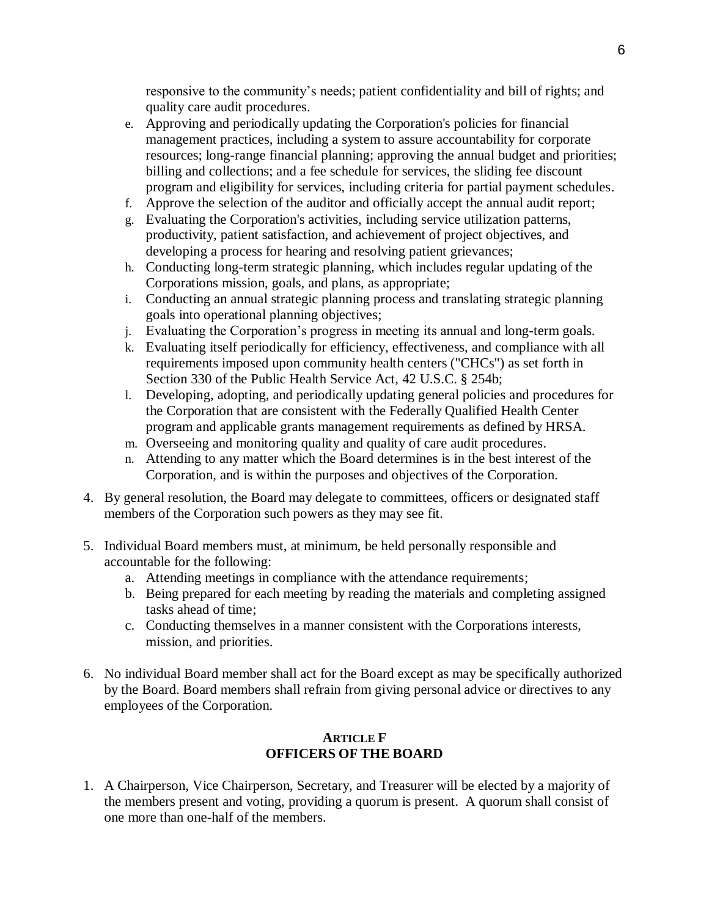responsive to the community's needs; patient confidentiality and bill of rights; and quality care audit procedures.

   e. Approving and periodically updating the Corporation's policies for financial management practices, including a system to assure accountability for corporate resources; long-range financial planning; approving the annual budget and priorities; billing and collections; and a fee schedule for services, the sliding fee discount program and eligibility for services, including criteria for partial payment schedules.
   f. Approve the selection of the auditor and officially accept the annual audit report;
   g. Evaluating the Corporation's activities, including service utilization patterns, productivity, patient satisfaction, and achievement of project objectives, and developing a process for hearing and resolving patient grievances;
   h. Conducting long-term strategic planning, which includes regular updating of the Corporations mission, goals, and plans, as appropriate;
   i. Conducting an annual strategic planning process and translating strategic planning goals into operational planning objectives;
   j. Evaluating the Corporation's progress in meeting its annual and long-term goals.
   k. Evaluating itself periodically for efficiency, effectiveness, and compliance with all requirements imposed upon community health centers ("CHCs") as set forth in Section 330 of the Public Health Service Act, 42 U.S.C. § 254b;
   l. Developing, adopting, and periodically updating general policies and procedures for the Corporation that are consistent with the Federally Qualified Health Center program and applicable grants management requirements as defined by HRSA.
   m. Overseeing and monitoring quality and quality of care audit procedures.
   n. Attending to any matter which the Board determines is in the best interest of the Corporation, and is within the purposes and objectives of the Corporation.

4. By general resolution, the Board may delegate to committees, officers or designated staff members of the Corporation such powers as they may see fit.

5. Individual Board members must, at minimum, be held personally responsible and accountable for the following:
   a. Attending meetings in compliance with the attendance requirements;
   b. Being prepared for each meeting by reading the materials and completing assigned tasks ahead of time;
   c. Conducting themselves in a manner consistent with the Corporations interests, mission, and priorities.

6. No individual Board member shall act for the Board except as may be specifically authorized by the Board. Board members shall refrain from giving personal advice or directives to any employees of the Corporation.

## ARTICLE F
## OFFICERS OF THE BOARD

1. A Chairperson, Vice Chairperson, Secretary, and Treasurer will be elected by a majority of the members present and voting, providing a quorum is present. A quorum shall consist of one more than one-half of the members.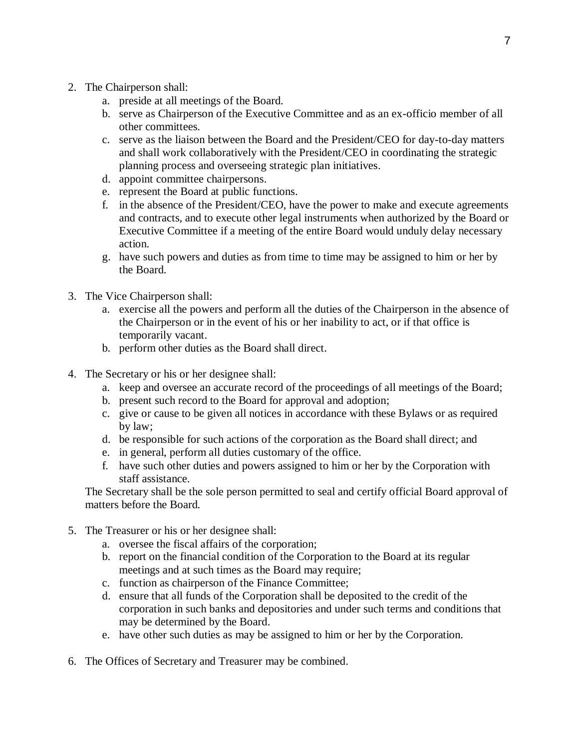2. The Chairperson shall:
    a. preside at all meetings of the Board.
    b. serve as Chairperson of the Executive Committee and as an ex-officio member of all other committees.
    c. serve as the liaison between the Board and the President/CEO for day-to-day matters and shall work collaboratively with the President/CEO in coordinating the strategic planning process and overseeing strategic plan initiatives.
    d. appoint committee chairpersons.
    e. represent the Board at public functions.
    f. in the absence of the President/CEO, have the power to make and execute agreements and contracts, and to execute other legal instruments when authorized by the Board or Executive Committee if a meeting of the entire Board would unduly delay necessary action.
    g. have such powers and duties as from time to time may be assigned to him or her by the Board.

3. The Vice Chairperson shall:
    a. exercise all the powers and perform all the duties of the Chairperson in the absence of the Chairperson or in the event of his or her inability to act, or if that office is temporarily vacant.
    b. perform other duties as the Board shall direct.

4. The Secretary or his or her designee shall:
    a. keep and oversee an accurate record of the proceedings of all meetings of the Board;
    b. present such record to the Board for approval and adoption;
    c. give or cause to be given all notices in accordance with these Bylaws or as required by law;
    d. be responsible for such actions of the corporation as the Board shall direct; and
    e. in general, perform all duties customary of the office.
    f. have such other duties and powers assigned to him or her by the Corporation with staff assistance.

    The Secretary shall be the sole person permitted to seal and certify official Board approval of matters before the Board.

5. The Treasurer or his or her designee shall:
    a. oversee the fiscal affairs of the corporation;
    b. report on the financial condition of the Corporation to the Board at its regular meetings and at such times as the Board may require;
    c. function as chairperson of the Finance Committee;
    d. ensure that all funds of the Corporation shall be deposited to the credit of the corporation in such banks and depositories and under such terms and conditions that may be determined by the Board.
    e. have other such duties as may be assigned to him or her by the Corporation.

6. The Offices of Secretary and Treasurer may be combined.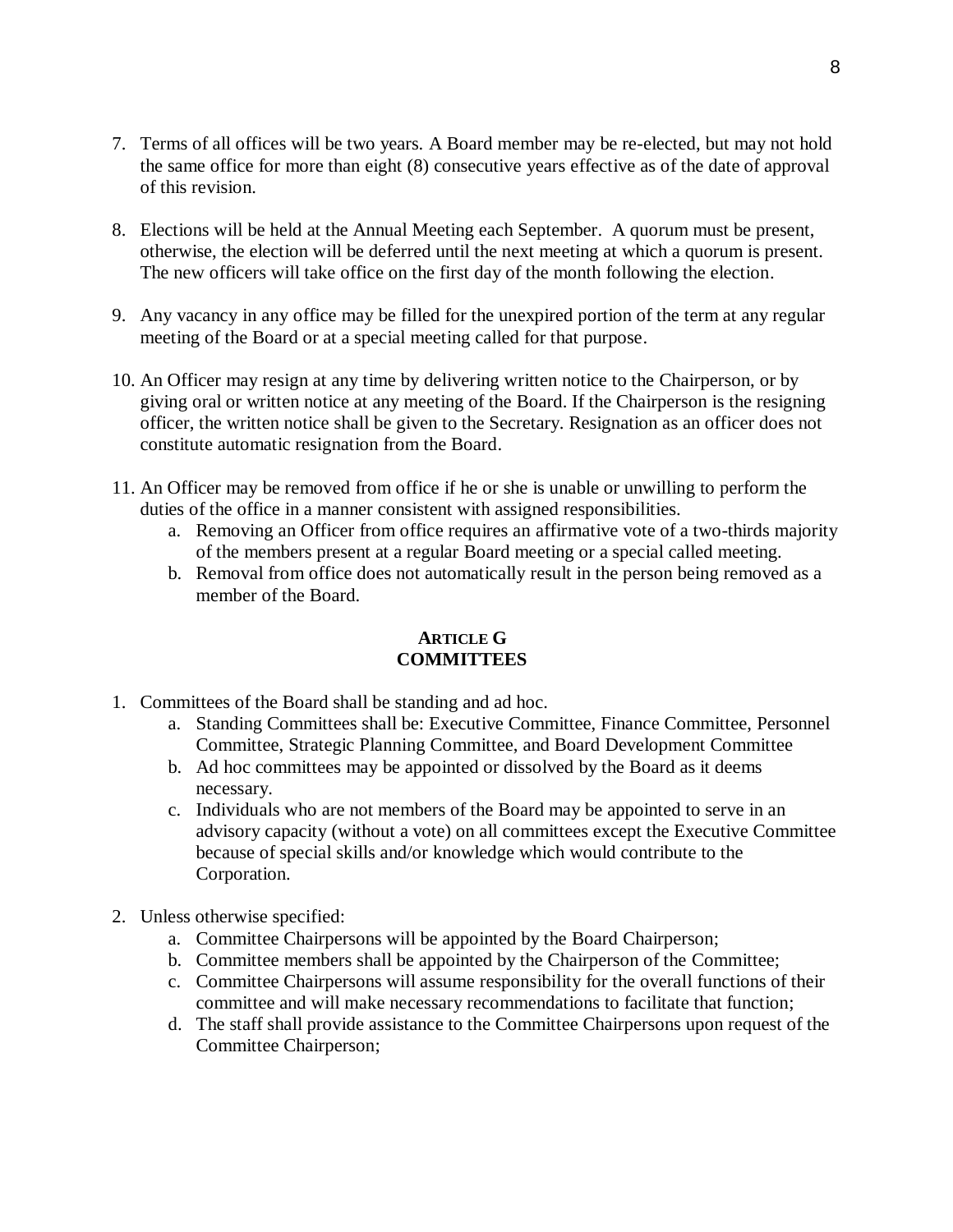7. Terms of all offices will be two years. A Board member may be re-elected, but may not hold the same office for more than eight (8) consecutive years effective as of the date of approval of this revision.

8. Elections will be held at the Annual Meeting each September. A quorum must be present, otherwise, the election will be deferred until the next meeting at which a quorum is present. The new officers will take office on the first day of the month following the election.

9. Any vacancy in any office may be filled for the unexpired portion of the term at any regular meeting of the Board or at a special meeting called for that purpose.

10. An Officer may resign at any time by delivering written notice to the Chairperson, or by giving oral or written notice at any meeting of the Board. If the Chairperson is the resigning officer, the written notice shall be given to the Secretary. Resignation as an officer does not constitute automatic resignation from the Board.

11. An Officer may be removed from office if he or she is unable or unwilling to perform the duties of the office in a manner consistent with assigned responsibilities.
    a. Removing an Officer from office requires an affirmative vote of a two-thirds majority of the members present at a regular Board meeting or a special called meeting.
    b. Removal from office does not automatically result in the person being removed as a member of the Board.

## ARTICLE G
## COMMITTEES

1. Committees of the Board shall be standing and ad hoc.
    a. Standing Committees shall be: Executive Committee, Finance Committee, Personnel Committee, Strategic Planning Committee, and Board Development Committee
    b. Ad hoc committees may be appointed or dissolved by the Board as it deems necessary.
    c. Individuals who are not members of the Board may be appointed to serve in an advisory capacity (without a vote) on all committees except the Executive Committee because of special skills and/or knowledge which would contribute to the Corporation.

2. Unless otherwise specified:
    a. Committee Chairpersons will be appointed by the Board Chairperson;
    b. Committee members shall be appointed by the Chairperson of the Committee;
    c. Committee Chairpersons will assume responsibility for the overall functions of their committee and will make necessary recommendations to facilitate that function;
    d. The staff shall provide assistance to the Committee Chairpersons upon request of the Committee Chairperson;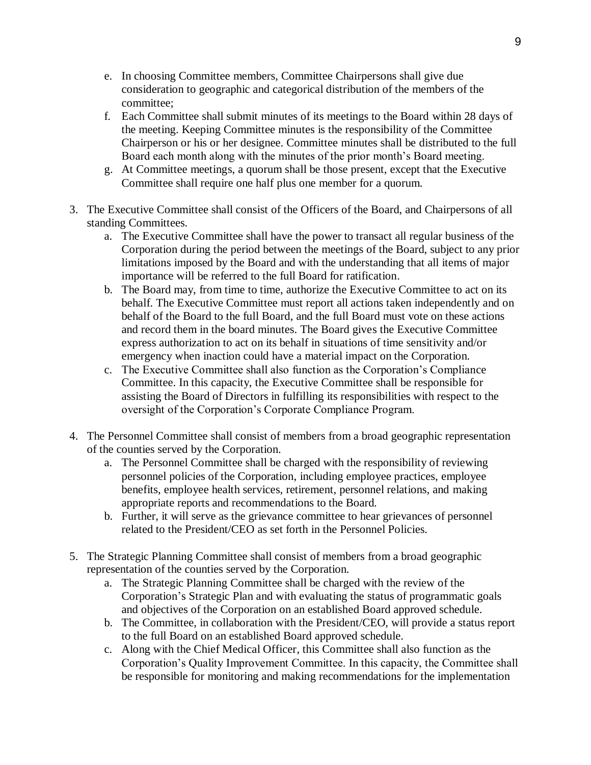e. In choosing Committee members, Committee Chairpersons shall give due consideration to geographic and categorical distribution of the members of the committee;
   f. Each Committee shall submit minutes of its meetings to the Board within 28 days of the meeting. Keeping Committee minutes is the responsibility of the Committee Chairperson or his or her designee. Committee minutes shall be distributed to the full Board each month along with the minutes of the prior month's Board meeting.
   g. At Committee meetings, a quorum shall be those present, except that the Executive Committee shall require one half plus one member for a quorum.

3. The Executive Committee shall consist of the Officers of the Board, and Chairpersons of all standing Committees.
   a. The Executive Committee shall have the power to transact all regular business of the Corporation during the period between the meetings of the Board, subject to any prior limitations imposed by the Board and with the understanding that all items of major importance will be referred to the full Board for ratification.
   b. The Board may, from time to time, authorize the Executive Committee to act on its behalf. The Executive Committee must report all actions taken independently and on behalf of the Board to the full Board, and the full Board must vote on these actions and record them in the board minutes. The Board gives the Executive Committee express authorization to act on its behalf in situations of time sensitivity and/or emergency when inaction could have a material impact on the Corporation.
   c. The Executive Committee shall also function as the Corporation's Compliance Committee. In this capacity, the Executive Committee shall be responsible for assisting the Board of Directors in fulfilling its responsibilities with respect to the oversight of the Corporation's Corporate Compliance Program.

4. The Personnel Committee shall consist of members from a broad geographic representation of the counties served by the Corporation.
   a. The Personnel Committee shall be charged with the responsibility of reviewing personnel policies of the Corporation, including employee practices, employee benefits, employee health services, retirement, personnel relations, and making appropriate reports and recommendations to the Board.
   b. Further, it will serve as the grievance committee to hear grievances of personnel related to the President/CEO as set forth in the Personnel Policies.

5. The Strategic Planning Committee shall consist of members from a broad geographic representation of the counties served by the Corporation.
   a. The Strategic Planning Committee shall be charged with the review of the Corporation's Strategic Plan and with evaluating the status of programmatic goals and objectives of the Corporation on an established Board approved schedule.
   b. The Committee, in collaboration with the President/CEO, will provide a status report to the full Board on an established Board approved schedule.
   c. Along with the Chief Medical Officer, this Committee shall also function as the Corporation's Quality Improvement Committee. In this capacity, the Committee shall be responsible for monitoring and making recommendations for the implementation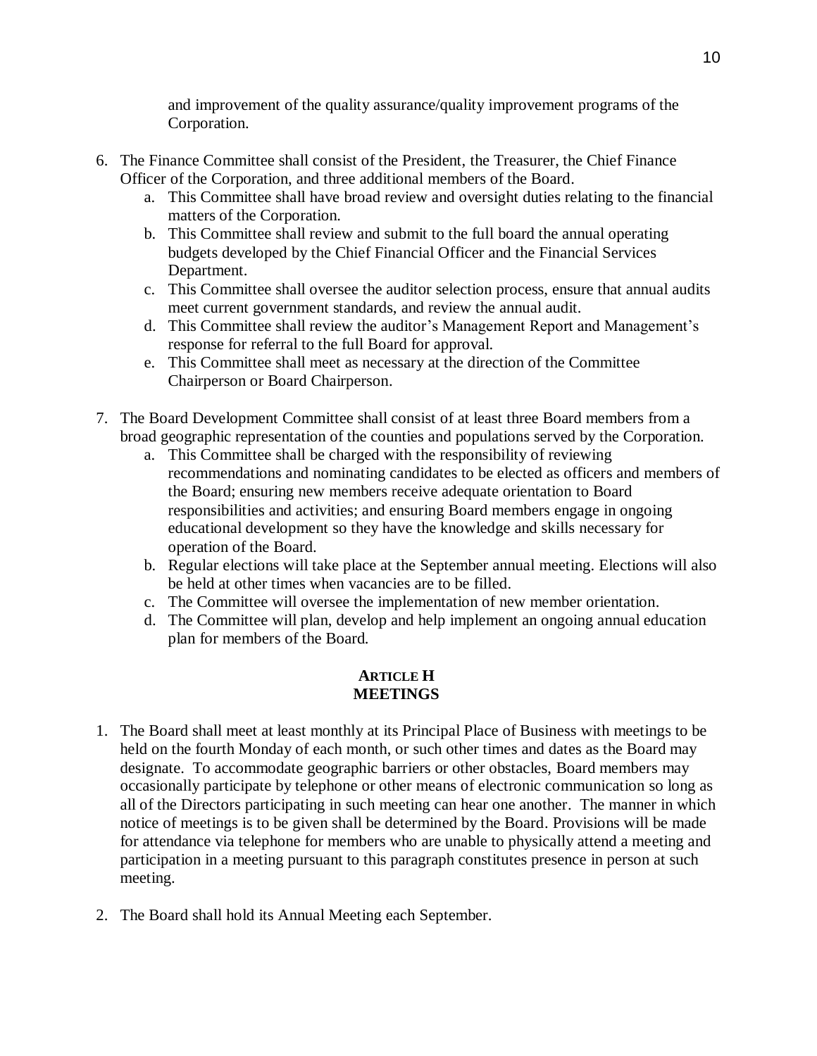and improvement of the quality assurance/quality improvement programs of the Corporation.

6. The Finance Committee shall consist of the President, the Treasurer, the Chief Finance Officer of the Corporation, and three additional members of the Board.
   a. This Committee shall have broad review and oversight duties relating to the financial matters of the Corporation.
   b. This Committee shall review and submit to the full board the annual operating budgets developed by the Chief Financial Officer and the Financial Services Department.
   c. This Committee shall oversee the auditor selection process, ensure that annual audits meet current government standards, and review the annual audit.
   d. This Committee shall review the auditor's Management Report and Management's response for referral to the full Board for approval.
   e. This Committee shall meet as necessary at the direction of the Committee Chairperson or Board Chairperson.

7. The Board Development Committee shall consist of at least three Board members from a broad geographic representation of the counties and populations served by the Corporation.
   a. This Committee shall be charged with the responsibility of reviewing recommendations and nominating candidates to be elected as officers and members of the Board; ensuring new members receive adequate orientation to Board responsibilities and activities; and ensuring Board members engage in ongoing educational development so they have the knowledge and skills necessary for operation of the Board.
   b. Regular elections will take place at the September annual meeting. Elections will also be held at other times when vacancies are to be filled.
   c. The Committee will oversee the implementation of new member orientation.
   d. The Committee will plan, develop and help implement an ongoing annual education plan for members of the Board.

## ARTICLE H
## MEETINGS

1. The Board shall meet at least monthly at its Principal Place of Business with meetings to be held on the fourth Monday of each month, or such other times and dates as the Board may designate. To accommodate geographic barriers or other obstacles, Board members may occasionally participate by telephone or other means of electronic communication so long as all of the Directors participating in such meeting can hear one another. The manner in which notice of meetings is to be given shall be determined by the Board. Provisions will be made for attendance via telephone for members who are unable to physically attend a meeting and participation in a meeting pursuant to this paragraph constitutes presence in person at such meeting.

2. The Board shall hold its Annual Meeting each September.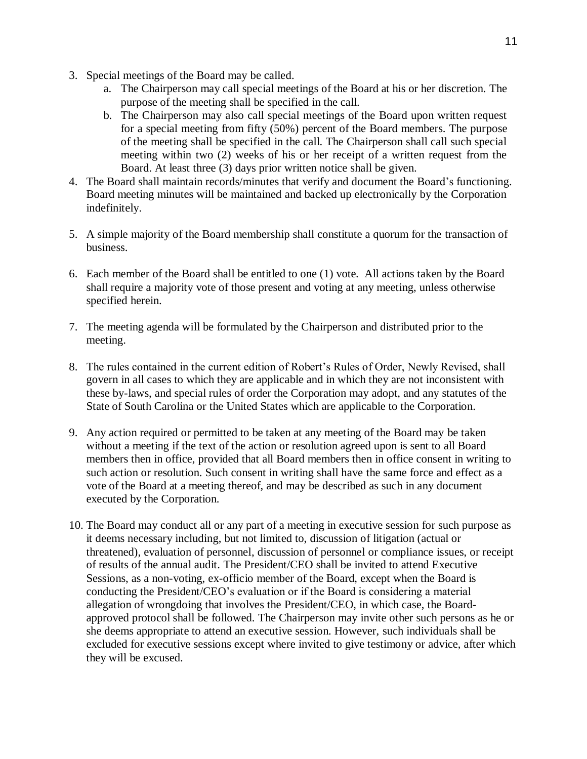3. Special meetings of the Board may be called.
   a. The Chairperson may call special meetings of the Board at his or her discretion. The purpose of the meeting shall be specified in the call.
   b. The Chairperson may also call special meetings of the Board upon written request for a special meeting from fifty (50%) percent of the Board members. The purpose of the meeting shall be specified in the call. The Chairperson shall call such special meeting within two (2) weeks of his or her receipt of a written request from the Board. At least three (3) days prior written notice shall be given.
4. The Board shall maintain records/minutes that verify and document the Board's functioning. Board meeting minutes will be maintained and backed up electronically by the Corporation indefinitely.

5. A simple majority of the Board membership shall constitute a quorum for the transaction of business.

6. Each member of the Board shall be entitled to one (1) vote. All actions taken by the Board shall require a majority vote of those present and voting at any meeting, unless otherwise specified herein.

7. The meeting agenda will be formulated by the Chairperson and distributed prior to the meeting.

8. The rules contained in the current edition of Robert's Rules of Order, Newly Revised, shall govern in all cases to which they are applicable and in which they are not inconsistent with these by-laws, and special rules of order the Corporation may adopt, and any statutes of the State of South Carolina or the United States which are applicable to the Corporation.

9. Any action required or permitted to be taken at any meeting of the Board may be taken without a meeting if the text of the action or resolution agreed upon is sent to all Board members then in office, provided that all Board members then in office consent in writing to such action or resolution. Such consent in writing shall have the same force and effect as a vote of the Board at a meeting thereof, and may be described as such in any document executed by the Corporation.

10. The Board may conduct all or any part of a meeting in executive session for such purpose as it deems necessary including, but not limited to, discussion of litigation (actual or threatened), evaluation of personnel, discussion of personnel or compliance issues, or receipt of results of the annual audit. The President/CEO shall be invited to attend Executive Sessions, as a non-voting, ex-officio member of the Board, except when the Board is conducting the President/CEO's evaluation or if the Board is considering a material allegation of wrongdoing that involves the President/CEO, in which case, the Board-approved protocol shall be followed. The Chairperson may invite other such persons as he or she deems appropriate to attend an executive session. However, such individuals shall be excluded for executive sessions except where invited to give testimony or advice, after which they will be excused.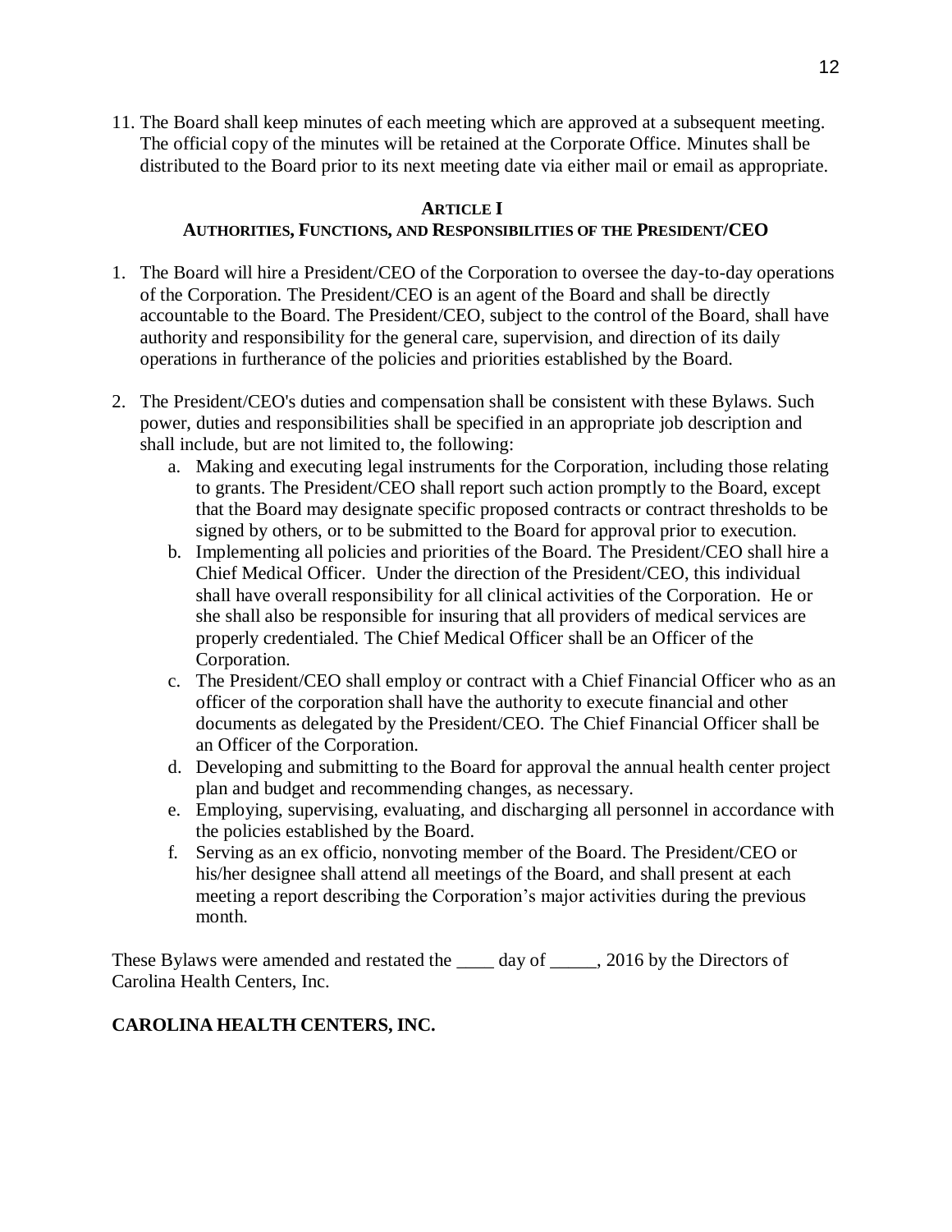11. The Board shall keep minutes of each meeting which are approved at a subsequent meeting. The official copy of the minutes will be retained at the Corporate Office. Minutes shall be distributed to the Board prior to its next meeting date via either mail or email as appropriate.

## ARTICLE I
## AUTHORITIES, FUNCTIONS, AND RESPONSIBILITIES OF THE PRESIDENT/CEO

1. The Board will hire a President/CEO of the Corporation to oversee the day-to-day operations of the Corporation. The President/CEO is an agent of the Board and shall be directly accountable to the Board. The President/CEO, subject to the control of the Board, shall have authority and responsibility for the general care, supervision, and direction of its daily operations in furtherance of the policies and priorities established by the Board.

2. The President/CEO's duties and compensation shall be consistent with these Bylaws. Such power, duties and responsibilities shall be specified in an appropriate job description and shall include, but are not limited to, the following:
   a. Making and executing legal instruments for the Corporation, including those relating to grants. The President/CEO shall report such action promptly to the Board, except that the Board may designate specific proposed contracts or contract thresholds to be signed by others, or to be submitted to the Board for approval prior to execution.
   b. Implementing all policies and priorities of the Board. The President/CEO shall hire a Chief Medical Officer. Under the direction of the President/CEO, this individual shall have overall responsibility for all clinical activities of the Corporation. He or she shall also be responsible for insuring that all providers of medical services are properly credentialed. The Chief Medical Officer shall be an Officer of the Corporation.
   c. The President/CEO shall employ or contract with a Chief Financial Officer who as an officer of the corporation shall have the authority to execute financial and other documents as delegated by the President/CEO. The Chief Financial Officer shall be an Officer of the Corporation.
   d. Developing and submitting to the Board for approval the annual health center project plan and budget and recommending changes, as necessary.
   e. Employing, supervising, evaluating, and discharging all personnel in accordance with the policies established by the Board.
   f. Serving as an ex officio, nonvoting member of the Board. The President/CEO or his/her designee shall attend all meetings of the Board, and shall present at each meeting a report describing the Corporation's major activities during the previous month.

These Bylaws were amended and restated the ____ day of _____, 2016 by the Directors of Carolina Health Centers, Inc.

**CAROLINA HEALTH CENTERS, INC.**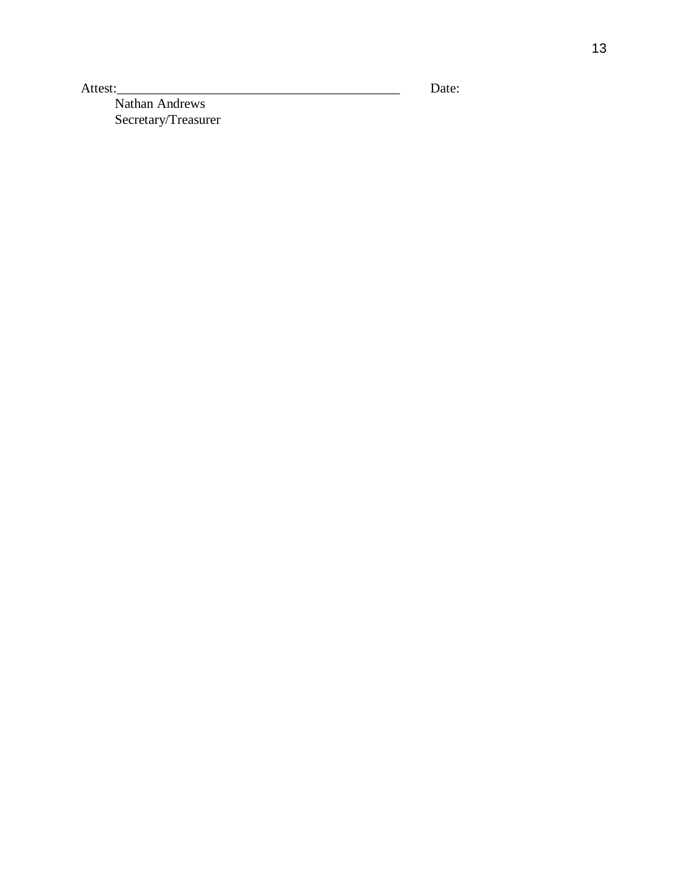Attest:_____________________________________________ Date:

Nathan Andrews

Secretary/Treasurer